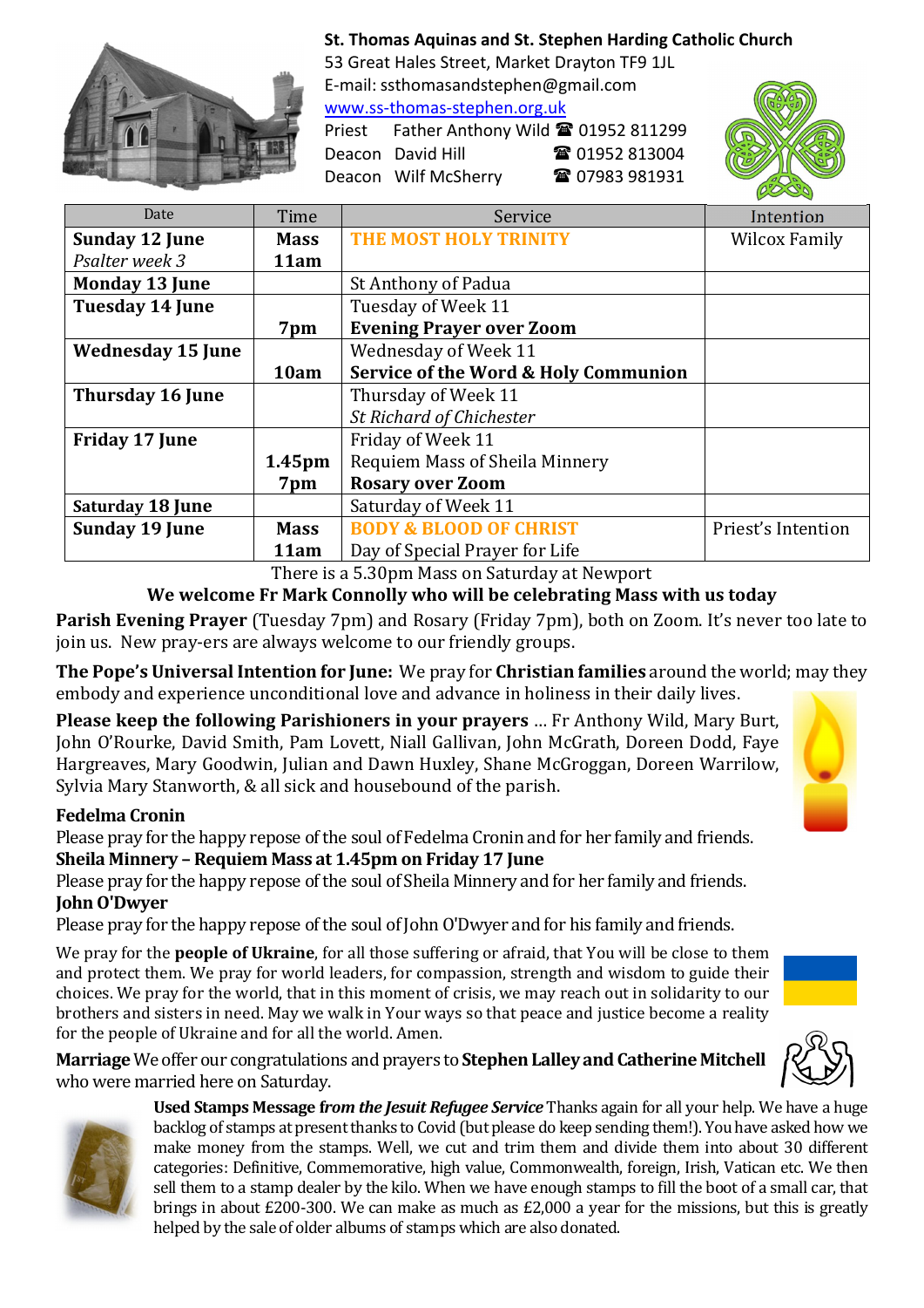**St. Thomas Aquinas and St. Stephen Harding Catholic Church**
53 Great Hales Street, Market Drayton TF9 1JL
E-mail: ssthomasandstephen@gmail.com
www.ss-thomas-stephen.org.uk
Priest Father Anthony Wild ☎ 01952 811299
Deacon David Hill ☎ 01952 813004
Deacon Wilf McSherry ☎ 07983 981931

| Date | Time | Service | Intention |
|---|---|---|---|
| **Sunday 12 June** *Psalter week 3* | **Mass 11am** | **THE MOST HOLY TRINITY** | Wilcox Family |
| **Monday 13 June** | | St Anthony of Padua | |
| **Tuesday 14 June** | **7pm** | Tuesday of Week 11 **Evening Prayer over Zoom** | |
| **Wednesday 15 June** | **10am** | Wednesday of Week 11 **Service of the Word & Holy Communion** | |
| **Thursday 16 June** | | Thursday of Week 11 *St Richard of Chichester* | |
| **Friday 17 June** | **1.45pm** **7pm** | Friday of Week 11 Requiem Mass of Sheila Minnery **Rosary over Zoom** | |
| **Saturday 18 June** | | Saturday of Week 11 | |
| **Sunday 19 June** | **Mass 11am** | **BODY & BLOOD OF CHRIST** Day of Special Prayer for Life | Priest's Intention |

There is a 5.30pm Mass on Saturday at Newport

**We welcome Fr Mark Connolly who will be celebrating Mass with us today**

**Parish Evening Prayer** (Tuesday 7pm) and Rosary (Friday 7pm), both on Zoom. It's never too late to join us. New pray-ers are always welcome to our friendly groups.

**The Pope's Universal Intention for June:** We pray for **Christian families** around the world; may they embody and experience unconditional love and advance in holiness in their daily lives.

**Please keep the following Parishioners in your prayers** ... Fr Anthony Wild, Mary Burt, John O'Rourke, David Smith, Pam Lovett, Niall Gallivan, John McGrath, Doreen Dodd, Faye Hargreaves, Mary Goodwin, Julian and Dawn Huxley, Shane McGroggan, Doreen Warrilow, Sylvia Mary Stanworth, & all sick and housebound of the parish.

**Fedelma Cronin**
Please pray for the happy repose of the soul of Fedelma Cronin and for her family and friends.

**Sheila Minnery – Requiem Mass at 1.45pm on Friday 17 June**
Please pray for the happy repose of the soul of Sheila Minnery and for her family and friends.

**John O'Dwyer**
Please pray for the happy repose of the soul of John O'Dwyer and for his family and friends.

We pray for the **people of Ukraine**, for all those suffering or afraid, that You will be close to them and protect them. We pray for world leaders, for compassion, strength and wisdom to guide their choices. We pray for the world, that in this moment of crisis, we may reach out in solidarity to our brothers and sisters in need. May we walk in Your ways so that peace and justice become a reality for the people of Ukraine and for all the world. Amen.

**Marriage** We offer our congratulations and prayers to **Stephen Lalley and Catherine Mitchell** who were married here on Saturday.

**Used Stamps Message** ***from the Jesuit Refugee Service*** Thanks again for all your help. We have a huge backlog of stamps at present thanks to Covid (but please do keep sending them!). You have asked how we make money from the stamps. Well, we cut and trim them and divide them into about 30 different categories: Definitive, Commemorative, high value, Commonwealth, foreign, Irish, Vatican etc. We then sell them to a stamp dealer by the kilo. When we have enough stamps to fill the boot of a small car, that brings in about £200-300. We can make as much as £2,000 a year for the missions, but this is greatly helped by the sale of older albums of stamps which are also donated.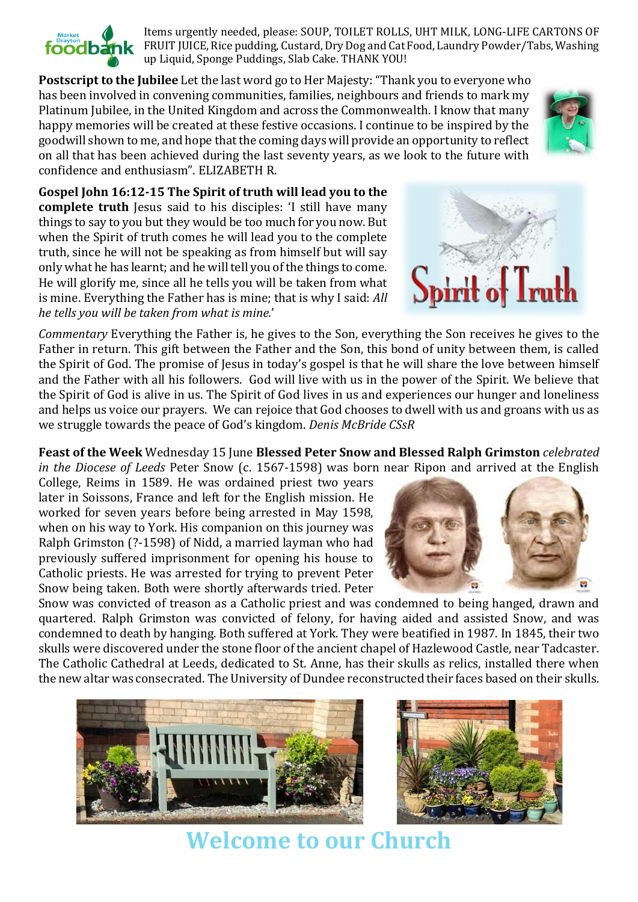Items urgently needed, please: SOUP, TOILET ROLLS, UHT MILK, LONG-LIFE CARTONS OF FRUIT JUICE, Rice pudding, Custard, Dry Dog and Cat Food, Laundry Powder/Tabs, Washing up Liquid, Sponge Puddings, Slab Cake. THANK YOU!

**Postscript to the Jubilee** Let the last word go to Her Majesty: "Thank you to everyone who has been involved in convening communities, families, neighbours and friends to mark my Platinum Jubilee, in the United Kingdom and across the Commonwealth. I know that many happy memories will be created at these festive occasions. I continue to be inspired by the goodwill shown to me, and hope that the coming days will provide an opportunity to reflect on all that has been achieved during the last seventy years, as we look to the future with confidence and enthusiasm". ELIZABETH R.

**Gospel John 16:12-15 The Spirit of truth will lead you to the complete truth** Jesus said to his disciples: 'I still have many things to say to you but they would be too much for you now. But when the Spirit of truth comes he will lead you to the complete truth, since he will not be speaking as from himself but will say only what he has learnt; and he will tell you of the things to come. He will glorify me, since all he tells you will be taken from what is mine. Everything the Father has is mine; that is why I said: *All he tells you will be taken from what is mine.*'

*Commentary* Everything the Father is, he gives to the Son, everything the Son receives he gives to the Father in return. This gift between the Father and the Son, this bond of unity between them, is called the Spirit of God. The promise of Jesus in today's gospel is that he will share the love between himself and the Father with all his followers. God will live with us in the power of the Spirit. We believe that the Spirit of God is alive in us. The Spirit of God lives in us and experiences our hunger and loneliness and helps us voice our prayers. We can rejoice that God chooses to dwell with us and groans with us as we struggle towards the peace of God's kingdom. *Denis McBride CSsR*

**Feast of the Week** Wednesday 15 June **Blessed Peter Snow and Blessed Ralph Grimston** *celebrated in the Diocese of Leeds* Peter Snow (c. 1567-1598) was born near Ripon and arrived at the English College, Reims in 1589. He was ordained priest two years later in Soissons, France and left for the English mission. He worked for seven years before being arrested in May 1598, when on his way to York. His companion on this journey was Ralph Grimston (?-1598) of Nidd, a married layman who had previously suffered imprisonment for opening his house to Catholic priests. He was arrested for trying to prevent Peter Snow being taken. Both were shortly afterwards tried. Peter Snow was convicted of treason as a Catholic priest and was condemned to being hanged, drawn and quartered. Ralph Grimston was convicted of felony, for having aided and assisted Snow, and was condemned to death by hanging. Both suffered at York. They were beatified in 1987. In 1845, their two skulls were discovered under the stone floor of the ancient chapel of Hazlewood Castle, near Tadcaster. The Catholic Cathedral at Leeds, dedicated to St. Anne, has their skulls as relics, installed there when the new altar was consecrated. The University of Dundee reconstructed their faces based on their skulls.

# Welcome to our Church